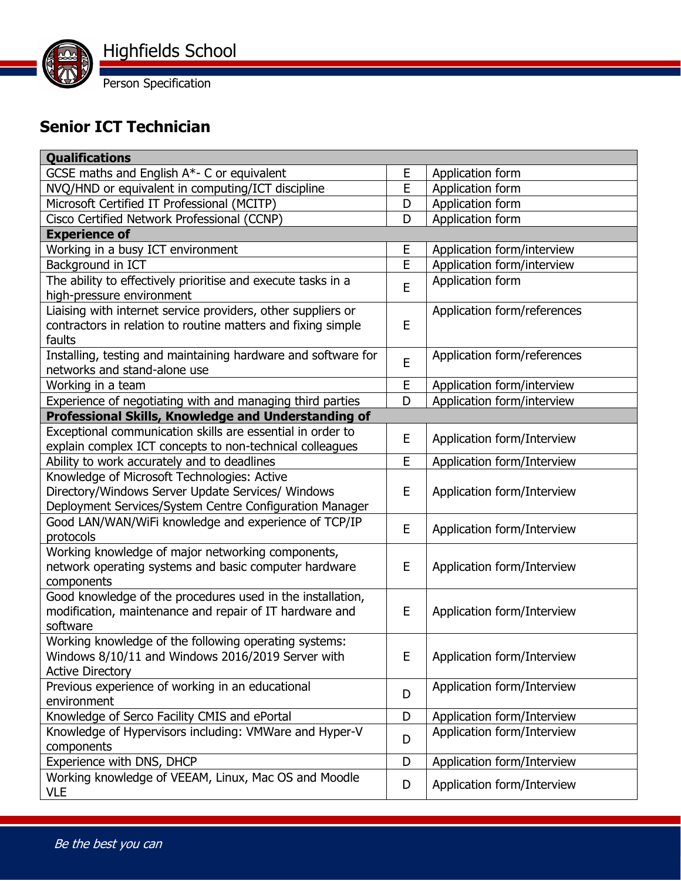# Highfields School

Person Specification

## Senior ICT Technician

| **Qualifications** | | |
|---|---|---|
| GCSE maths and English A*- C or equivalent | E | Application form |
| NVQ/HND or equivalent in computing/ICT discipline | E | Application form |
| Microsoft Certified IT Professional (MCITP) | D | Application form |
| Cisco Certified Network Professional (CCNP) | D | Application form |
| **Experience of** | | |
| Working in a busy ICT environment | E | Application form/interview |
| Background in ICT | E | Application form/interview |
| The ability to effectively prioritise and execute tasks in a high-pressure environment | E | Application form |
| Liaising with internet service providers, other suppliers or contractors in relation to routine matters and fixing simple faults | E | Application form/references |
| Installing, testing and maintaining hardware and software for networks and stand-alone use | E | Application form/references |
| Working in a team | E | Application form/interview |
| Experience of negotiating with and managing third parties | D | Application form/interview |
| **Professional Skills, Knowledge and Understanding of** | | |
| Exceptional communication skills are essential in order to explain complex ICT concepts to non-technical colleagues | E | Application form/Interview |
| Ability to work accurately and to deadlines | E | Application form/Interview |
| Knowledge of Microsoft Technologies: Active Directory/Windows Server Update Services/ Windows Deployment Services/System Centre Configuration Manager | E | Application form/Interview |
| Good LAN/WAN/WiFi knowledge and experience of TCP/IP protocols | E | Application form/Interview |
| Working knowledge of major networking components, network operating systems and basic computer hardware components | E | Application form/Interview |
| Good knowledge of the procedures used in the installation, modification, maintenance and repair of IT hardware and software | E | Application form/Interview |
| Working knowledge of the following operating systems: Windows 8/10/11 and Windows 2016/2019 Server with Active Directory | E | Application form/Interview |
| Previous experience of working in an educational environment | D | Application form/Interview |
| Knowledge of Serco Facility CMIS and ePortal | D | Application form/Interview |
| Knowledge of Hypervisors including: VMWare and Hyper-V components | D | Application form/Interview |
| Experience with DNS, DHCP | D | Application form/Interview |
| Working knowledge of VEEAM, Linux, Mac OS and Moodle VLE | D | Application form/Interview |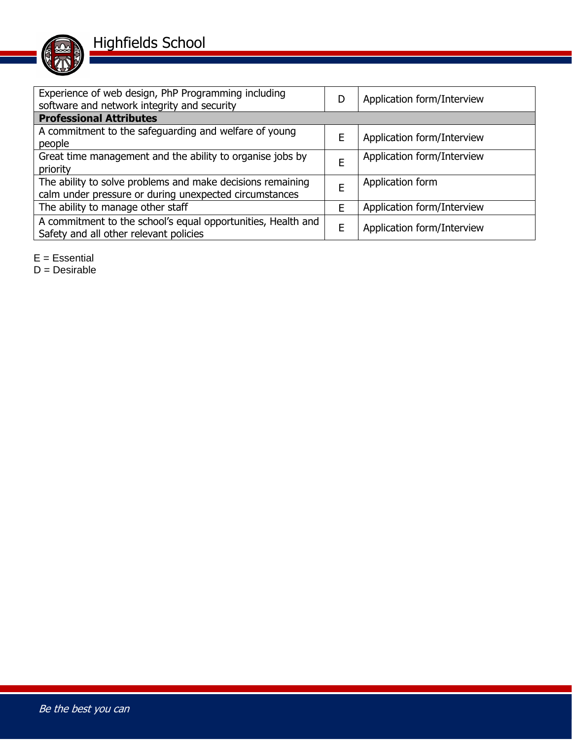| | | |
|---|---|---|
| Experience of web design, PhP Programming including software and network integrity and security | D | Application form/Interview |
| **Professional Attributes** | | |
| A commitment to the safeguarding and welfare of young people | E | Application form/Interview |
| Great time management and the ability to organise jobs by priority | E | Application form/Interview |
| The ability to solve problems and make decisions remaining calm under pressure or during unexpected circumstances | E | Application form |
| The ability to manage other staff | E | Application form/Interview |
| A commitment to the school's equal opportunities, Health and Safety and all other relevant policies | E | Application form/Interview |

E = Essential
D = Desirable